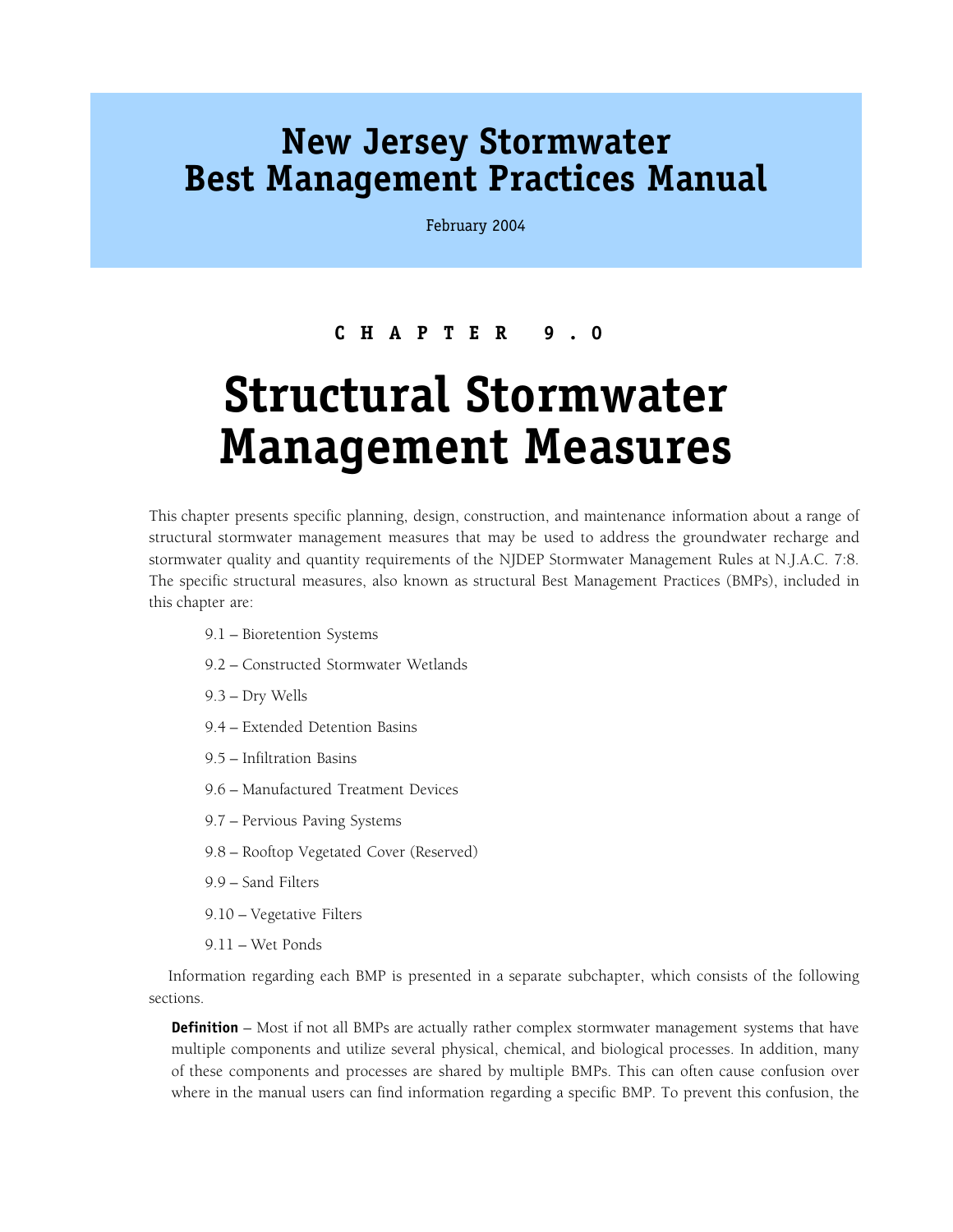# New Jersey Stormwater Best Management Practices Manual

February 2004

## CHAPTER 9.0

# Structural Stormwater Management Measures

This chapter presents specific planning, design, construction, and maintenance information about a range of structural stormwater management measures that may be used to address the groundwater recharge and stormwater quality and quantity requirements of the NJDEP Stormwater Management Rules at N.J.A.C. 7:8. The specific structural measures, also known as structural Best Management Practices (BMPs), included in this chapter are:

- 9.1 – Bioretention Systems
- 9.2 – Constructed Stormwater Wetlands
- 9.3 – Dry Wells
- 9.4 – Extended Detention Basins
- 9.5 – Infiltration Basins
- 9.6 – Manufactured Treatment Devices
- 9.7 – Pervious Paving Systems
- 9.8 – Rooftop Vegetated Cover (Reserved)
- 9.9 – Sand Filters
- 9.10 – Vegetative Filters
- 9.11 – Wet Ponds

Information regarding each BMP is presented in a separate subchapter, which consists of the following sections.

**Definition** – Most if not all BMPs are actually rather complex stormwater management systems that have multiple components and utilize several physical, chemical, and biological processes. In addition, many of these components and processes are shared by multiple BMPs. This can often cause confusion over where in the manual users can find information regarding a specific BMP. To prevent this confusion, the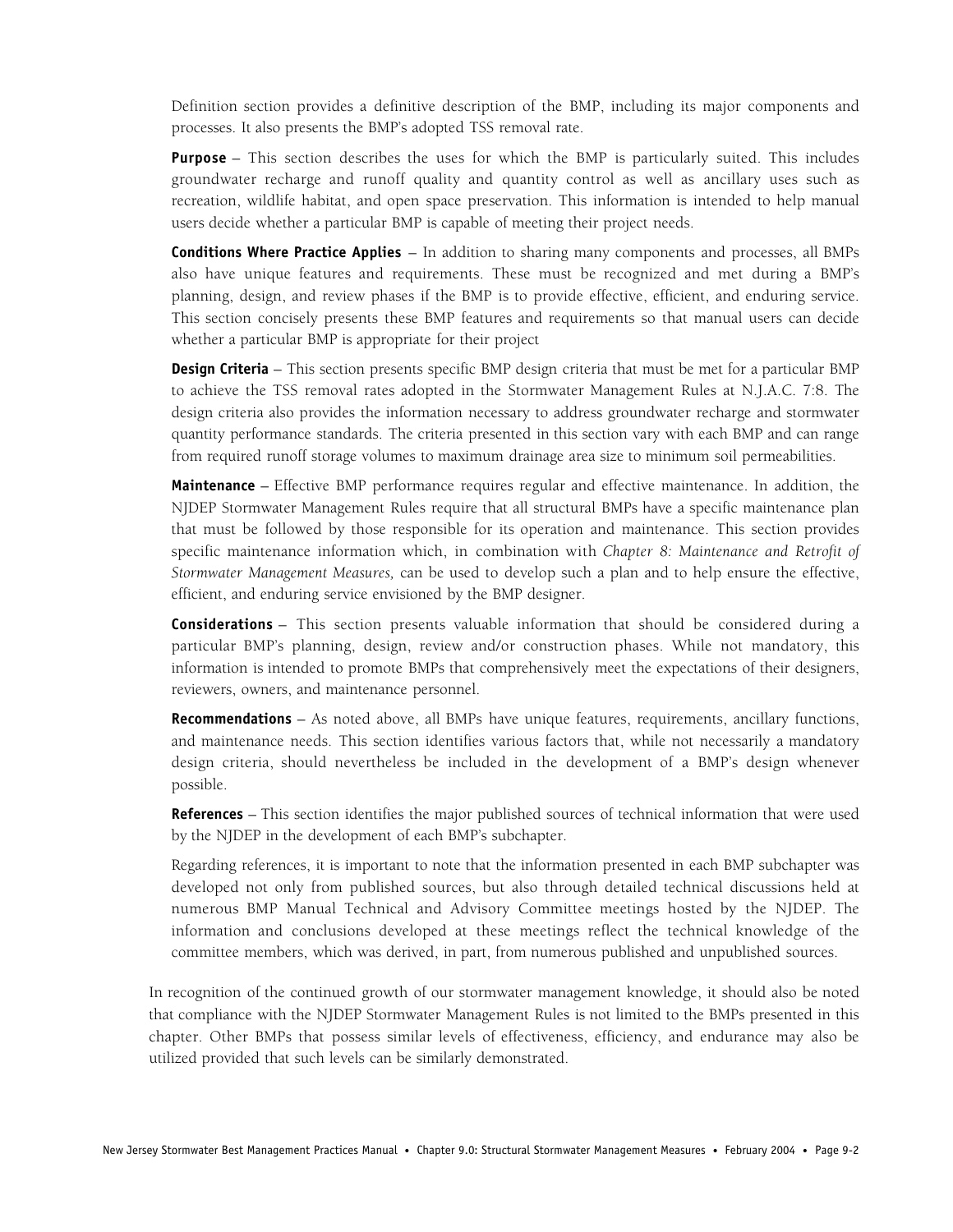Definition section provides a definitive description of the BMP, including its major components and processes. It also presents the BMP's adopted TSS removal rate.

**Purpose** – This section describes the uses for which the BMP is particularly suited. This includes groundwater recharge and runoff quality and quantity control as well as ancillary uses such as recreation, wildlife habitat, and open space preservation. This information is intended to help manual users decide whether a particular BMP is capable of meeting their project needs.

**Conditions Where Practice Applies** – In addition to sharing many components and processes, all BMPs also have unique features and requirements. These must be recognized and met during a BMP's planning, design, and review phases if the BMP is to provide effective, efficient, and enduring service. This section concisely presents these BMP features and requirements so that manual users can decide whether a particular BMP is appropriate for their project

**Design Criteria** – This section presents specific BMP design criteria that must be met for a particular BMP to achieve the TSS removal rates adopted in the Stormwater Management Rules at N.J.A.C. 7:8. The design criteria also provides the information necessary to address groundwater recharge and stormwater quantity performance standards. The criteria presented in this section vary with each BMP and can range from required runoff storage volumes to maximum drainage area size to minimum soil permeabilities.

**Maintenance** – Effective BMP performance requires regular and effective maintenance. In addition, the NJDEP Stormwater Management Rules require that all structural BMPs have a specific maintenance plan that must be followed by those responsible for its operation and maintenance. This section provides specific maintenance information which, in combination with *Chapter 8: Maintenance and Retrofit of Stormwater Management Measures,* can be used to develop such a plan and to help ensure the effective, efficient, and enduring service envisioned by the BMP designer.

**Considerations** – This section presents valuable information that should be considered during a particular BMP's planning, design, review and/or construction phases. While not mandatory, this information is intended to promote BMPs that comprehensively meet the expectations of their designers, reviewers, owners, and maintenance personnel.

**Recommendations** – As noted above, all BMPs have unique features, requirements, ancillary functions, and maintenance needs. This section identifies various factors that, while not necessarily a mandatory design criteria, should nevertheless be included in the development of a BMP's design whenever possible.

**References** – This section identifies the major published sources of technical information that were used by the NJDEP in the development of each BMP's subchapter.

Regarding references, it is important to note that the information presented in each BMP subchapter was developed not only from published sources, but also through detailed technical discussions held at numerous BMP Manual Technical and Advisory Committee meetings hosted by the NJDEP. The information and conclusions developed at these meetings reflect the technical knowledge of the committee members, which was derived, in part, from numerous published and unpublished sources.

In recognition of the continued growth of our stormwater management knowledge, it should also be noted that compliance with the NJDEP Stormwater Management Rules is not limited to the BMPs presented in this chapter. Other BMPs that possess similar levels of effectiveness, efficiency, and endurance may also be utilized provided that such levels can be similarly demonstrated.